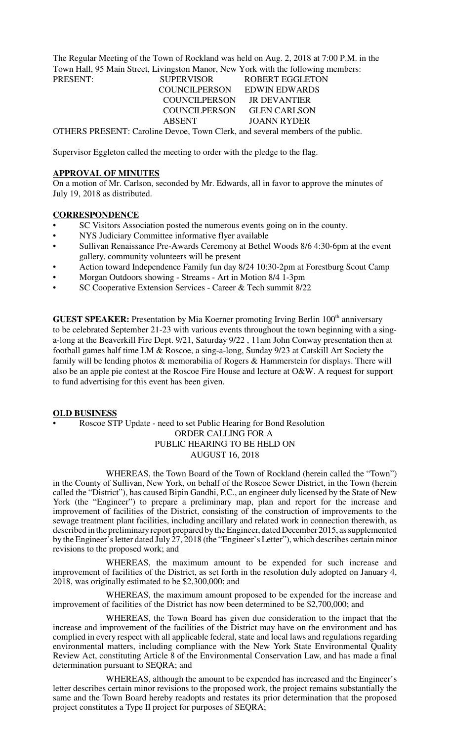The Regular Meeting of the Town of Rockland was held on Aug. 2, 2018 at 7:00 P.M. in the Town Hall, 95 Main Street, Livingston Manor, New York with the following members:

| | | |
|---|---|---|
| PRESENT: | SUPERVISOR | ROBERT EGGLETON |
| | COUNCILPERSON | EDWIN EDWARDS |
| | COUNCILPERSON | JR DEVANTIER |
| | COUNCILPERSON | GLEN CARLSON |
| | ABSENT | JOANN RYDER |

OTHERS PRESENT: Caroline Devoe, Town Clerk, and several members of the public.

Supervisor Eggleton called the meeting to order with the pledge to the flag.

**APPROVAL OF MINUTES**

On a motion of Mr. Carlson, seconded by Mr. Edwards, all in favor to approve the minutes of July 19, 2018 as distributed.

**CORRESPONDENCE**

- SC Visitors Association posted the numerous events going on in the county.
- NYS Judiciary Committee informative flyer available
- Sullivan Renaissance Pre-Awards Ceremony at Bethel Woods 8/6 4:30-6pm at the event gallery, community volunteers will be present
- Action toward Independence Family fun day 8/24 10:30-2pm at Forestburg Scout Camp
- Morgan Outdoors showing - Streams - Art in Motion 8/4 1-3pm
- SC Cooperative Extension Services - Career & Tech summit 8/22

**GUEST SPEAKER:** Presentation by Mia Koerner promoting Irving Berlin 100th anniversary to be celebrated September 21-23 with various events throughout the town beginning with a sing-a-long at the Beaverkill Fire Dept. 9/21, Saturday 9/22 , 11am John Conway presentation then at football games half time LM & Roscoe, a sing-a-long, Sunday 9/23 at Catskill Art Society the family will be lending photos & memorabilia of Rogers & Hammerstein for displays. There will also be an apple pie contest at the Roscoe Fire House and lecture at O&W. A request for support to fund advertising for this event has been given.

**OLD BUSINESS**

- Roscoe STP Update - need to set Public Hearing for Bond Resolution

ORDER CALLING FOR A
PUBLIC HEARING TO BE HELD ON
AUGUST 16, 2018

WHEREAS, the Town Board of the Town of Rockland (herein called the "Town") in the County of Sullivan, New York, on behalf of the Roscoe Sewer District, in the Town (herein called the "District"), has caused Bipin Gandhi, P.C., an engineer duly licensed by the State of New York (the "Engineer") to prepare a preliminary map, plan and report for the increase and improvement of facilities of the District, consisting of the construction of improvements to the sewage treatment plant facilities, including ancillary and related work in connection therewith, as described in the preliminary report prepared by the Engineer, dated December 2015, as supplemented by the Engineer's letter dated July 27, 2018 (the "Engineer's Letter"), which describes certain minor revisions to the proposed work; and

WHEREAS, the maximum amount to be expended for such increase and improvement of facilities of the District, as set forth in the resolution duly adopted on January 4, 2018, was originally estimated to be $2,300,000; and

WHEREAS, the maximum amount proposed to be expended for the increase and improvement of facilities of the District has now been determined to be $2,700,000; and

WHEREAS, the Town Board has given due consideration to the impact that the increase and improvement of the facilities of the District may have on the environment and has complied in every respect with all applicable federal, state and local laws and regulations regarding environmental matters, including compliance with the New York State Environmental Quality Review Act, constituting Article 8 of the Environmental Conservation Law, and has made a final determination pursuant to SEQRA; and

WHEREAS, although the amount to be expended has increased and the Engineer's letter describes certain minor revisions to the proposed work, the project remains substantially the same and the Town Board hereby readopts and restates its prior determination that the proposed project constitutes a Type II project for purposes of SEQRA;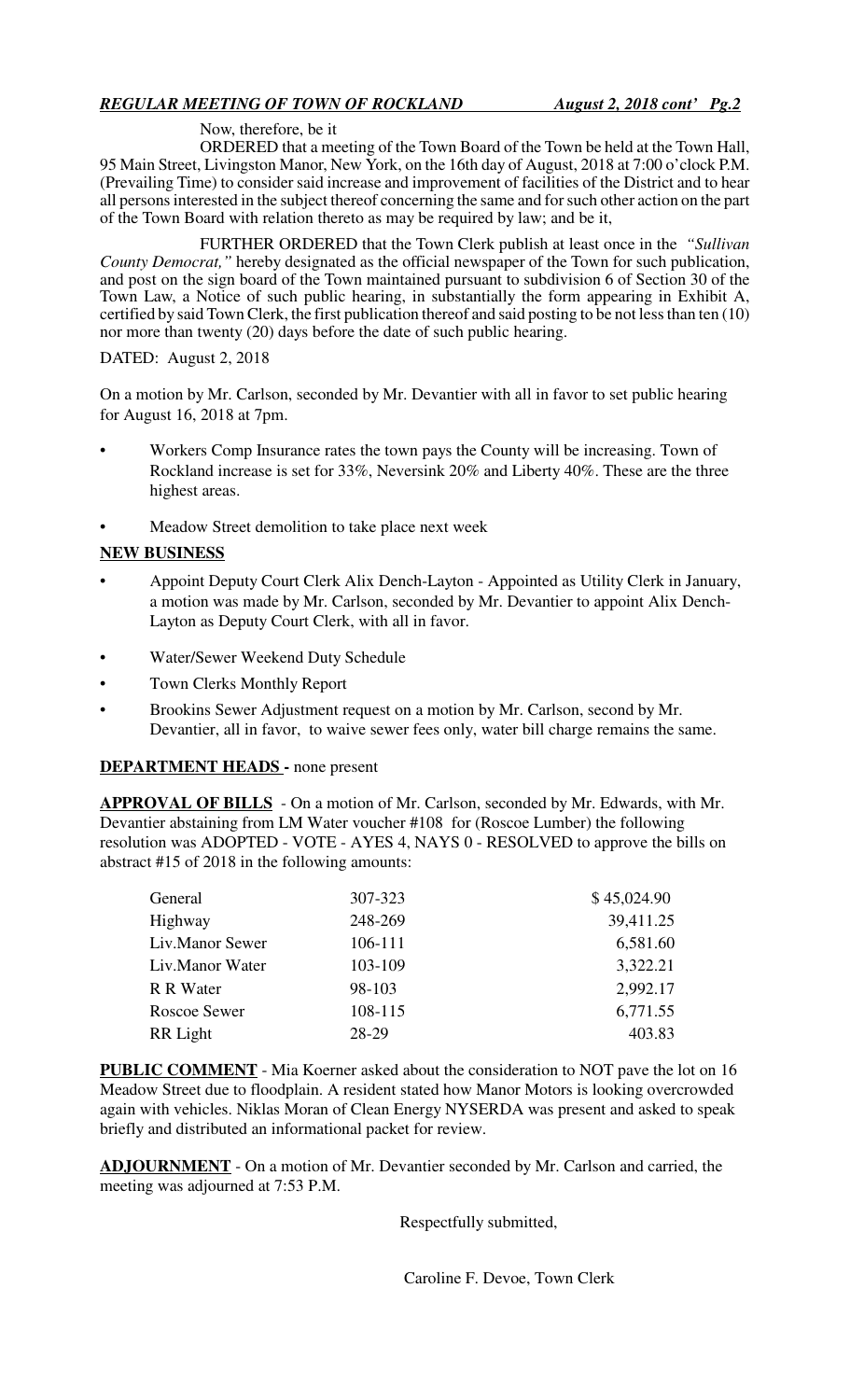Now, therefore, be it

ORDERED that a meeting of the Town Board of the Town be held at the Town Hall, 95 Main Street, Livingston Manor, New York, on the 16th day of August, 2018 at 7:00 o'clock P.M. (Prevailing Time) to consider said increase and improvement of facilities of the District and to hear all persons interested in the subject thereof concerning the same and for such other action on the part of the Town Board with relation thereto as may be required by law; and be it,

FURTHER ORDERED that the Town Clerk publish at least once in the *"Sullivan County Democrat,"* hereby designated as the official newspaper of the Town for such publication, and post on the sign board of the Town maintained pursuant to subdivision 6 of Section 30 of the Town Law, a Notice of such public hearing, in substantially the form appearing in Exhibit A, certified by said Town Clerk, the first publication thereof and said posting to be not less than ten (10) nor more than twenty (20) days before the date of such public hearing.

DATED: August 2, 2018

On a motion by Mr. Carlson, seconded by Mr. Devantier with all in favor to set public hearing for August 16, 2018 at 7pm.

- Workers Comp Insurance rates the town pays the County will be increasing. Town of Rockland increase is set for 33%, Neversink 20% and Liberty 40%. These are the three highest areas.
- Meadow Street demolition to take place next week

**NEW BUSINESS**

- Appoint Deputy Court Clerk Alix Dench-Layton - Appointed as Utility Clerk in January, a motion was made by Mr. Carlson, seconded by Mr. Devantier to appoint Alix Dench-Layton as Deputy Court Clerk, with all in favor.
- Water/Sewer Weekend Duty Schedule
- Town Clerks Monthly Report
- Brookins Sewer Adjustment request on a motion by Mr. Carlson, second by Mr. Devantier, all in favor, to waive sewer fees only, water bill charge remains the same.

**DEPARTMENT HEADS -** none present

**APPROVAL OF BILLS** - On a motion of Mr. Carlson, seconded by Mr. Edwards, with Mr. Devantier abstaining from LM Water voucher #108 for (Roscoe Lumber) the following resolution was ADOPTED - VOTE - AYES 4, NAYS 0 - RESOLVED to approve the bills on abstract #15 of 2018 in the following amounts:

| | | |
|---|---|---|
| General | 307-323 | $ 45,024.90 |
| Highway | 248-269 | 39,411.25 |
| Liv.Manor Sewer | 106-111 | 6,581.60 |
| Liv.Manor Water | 103-109 | 3,322.21 |
| R R Water | 98-103 | 2,992.17 |
| Roscoe Sewer | 108-115 | 6,771.55 |
| RR Light | 28-29 | 403.83 |

**PUBLIC COMMENT** - Mia Koerner asked about the consideration to NOT pave the lot on 16 Meadow Street due to floodplain. A resident stated how Manor Motors is looking overcrowded again with vehicles. Niklas Moran of Clean Energy NYSERDA was present and asked to speak briefly and distributed an informational packet for review.

**ADJOURNMENT** - On a motion of Mr. Devantier seconded by Mr. Carlson and carried, the meeting was adjourned at 7:53 P.M.

Respectfully submitted,

Caroline F. Devoe, Town Clerk